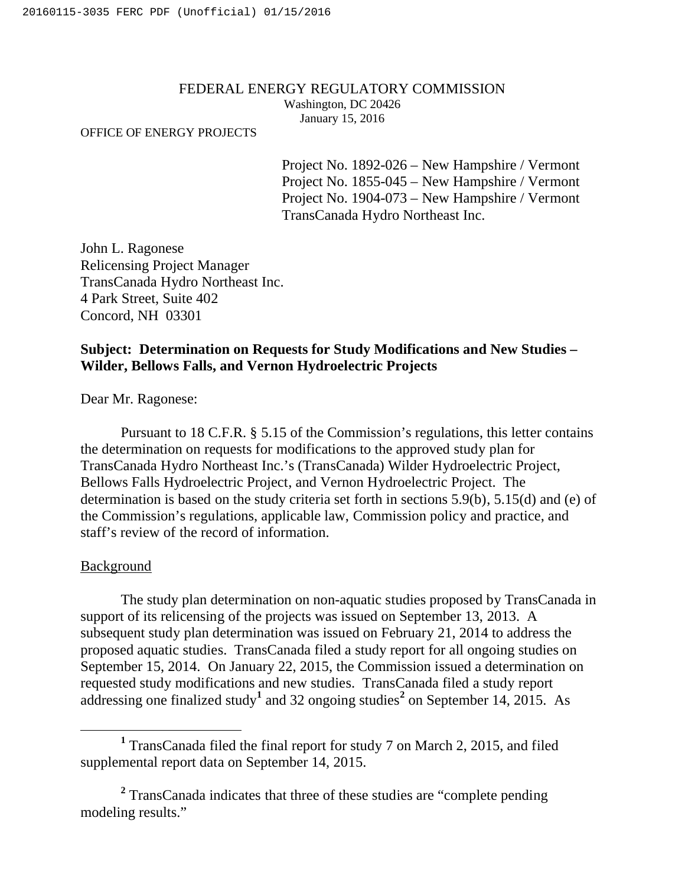FEDERAL ENERGY REGULATORY COMMISSION
Washington, DC 20426
January 15, 2016

OFFICE OF ENERGY PROJECTS

Project No. 1892-026 – New Hampshire / Vermont
Project No. 1855-045 – New Hampshire / Vermont
Project No. 1904-073 – New Hampshire / Vermont
TransCanada Hydro Northeast Inc.

John L. Ragonese
Relicensing Project Manager
TransCanada Hydro Northeast Inc.
4 Park Street, Suite 402
Concord, NH 03301

**Subject: Determination on Requests for Study Modifications and New Studies – Wilder, Bellows Falls, and Vernon Hydroelectric Projects**

Dear Mr. Ragonese:

Pursuant to 18 C.F.R. § 5.15 of the Commission's regulations, this letter contains the determination on requests for modifications to the approved study plan for TransCanada Hydro Northeast Inc.'s (TransCanada) Wilder Hydroelectric Project, Bellows Falls Hydroelectric Project, and Vernon Hydroelectric Project. The determination is based on the study criteria set forth in sections 5.9(b), 5.15(d) and (e) of the Commission's regulations, applicable law, Commission policy and practice, and staff's review of the record of information.

Background

The study plan determination on non-aquatic studies proposed by TransCanada in support of its relicensing of the projects was issued on September 13, 2013. A subsequent study plan determination was issued on February 21, 2014 to address the proposed aquatic studies. TransCanada filed a study report for all ongoing studies on September 15, 2014. On January 22, 2015, the Commission issued a determination on requested study modifications and new studies. TransCanada filed a study report addressing one finalized study[1] and 32 ongoing studies[2] on September 14, 2015. As

[1] TransCanada filed the final report for study 7 on March 2, 2015, and filed supplemental report data on September 14, 2015.

[2] TransCanada indicates that three of these studies are "complete pending modeling results."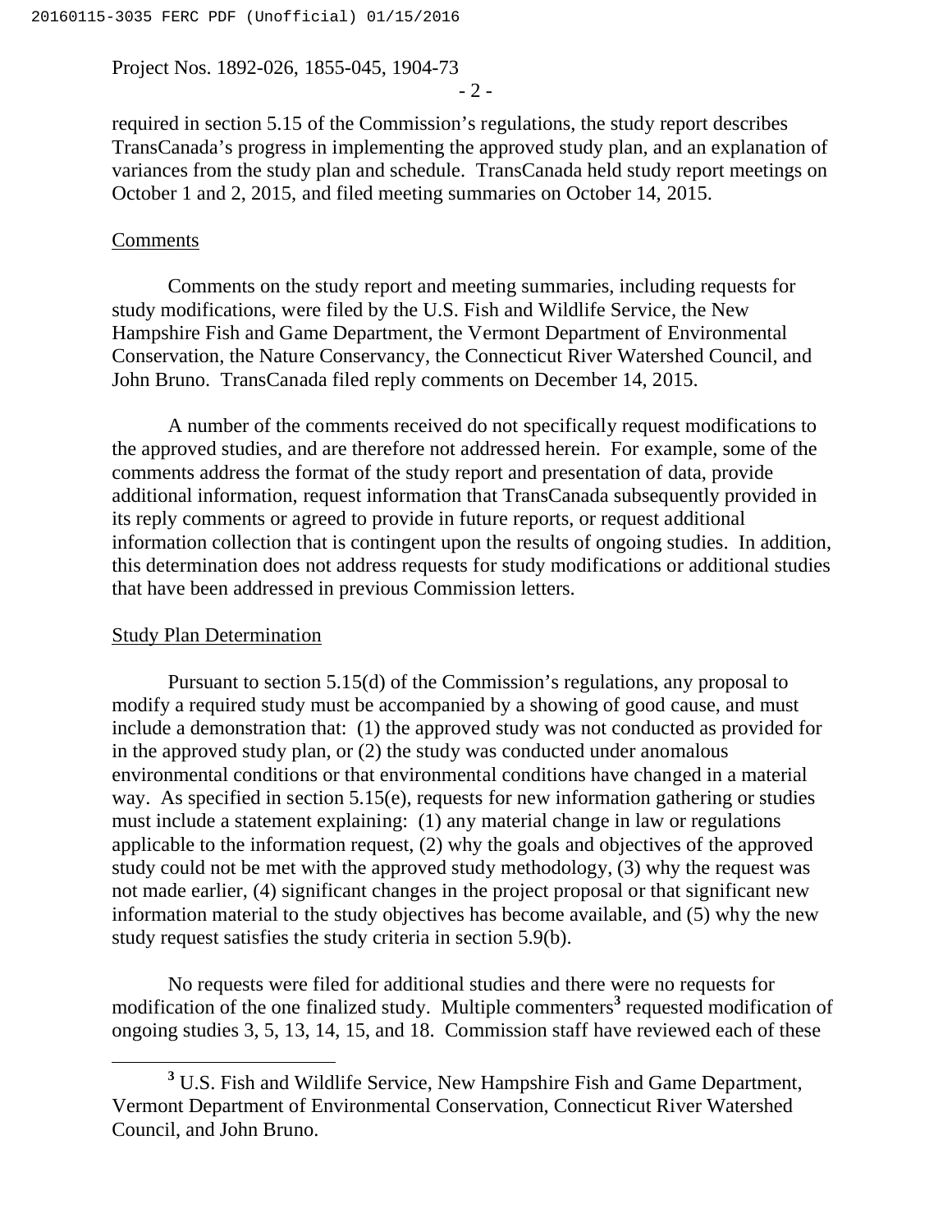required in section 5.15 of the Commission's regulations, the study report describes TransCanada's progress in implementing the approved study plan, and an explanation of variances from the study plan and schedule. TransCanada held study report meetings on October 1 and 2, 2015, and filed meeting summaries on October 14, 2015.

Comments

Comments on the study report and meeting summaries, including requests for study modifications, were filed by the U.S. Fish and Wildlife Service, the New Hampshire Fish and Game Department, the Vermont Department of Environmental Conservation, the Nature Conservancy, the Connecticut River Watershed Council, and John Bruno. TransCanada filed reply comments on December 14, 2015.

A number of the comments received do not specifically request modifications to the approved studies, and are therefore not addressed herein. For example, some of the comments address the format of the study report and presentation of data, provide additional information, request information that TransCanada subsequently provided in its reply comments or agreed to provide in future reports, or request additional information collection that is contingent upon the results of ongoing studies. In addition, this determination does not address requests for study modifications or additional studies that have been addressed in previous Commission letters.

Study Plan Determination

Pursuant to section 5.15(d) of the Commission's regulations, any proposal to modify a required study must be accompanied by a showing of good cause, and must include a demonstration that: (1) the approved study was not conducted as provided for in the approved study plan, or (2) the study was conducted under anomalous environmental conditions or that environmental conditions have changed in a material way. As specified in section 5.15(e), requests for new information gathering or studies must include a statement explaining: (1) any material change in law or regulations applicable to the information request, (2) why the goals and objectives of the approved study could not be met with the approved study methodology, (3) why the request was not made earlier, (4) significant changes in the project proposal or that significant new information material to the study objectives has become available, and (5) why the new study request satisfies the study criteria in section 5.9(b).

No requests were filed for additional studies and there were no requests for modification of the one finalized study. Multiple commenters[3] requested modification of ongoing studies 3, 5, 13, 14, 15, and 18. Commission staff have reviewed each of these

[3] U.S. Fish and Wildlife Service, New Hampshire Fish and Game Department, Vermont Department of Environmental Conservation, Connecticut River Watershed Council, and John Bruno.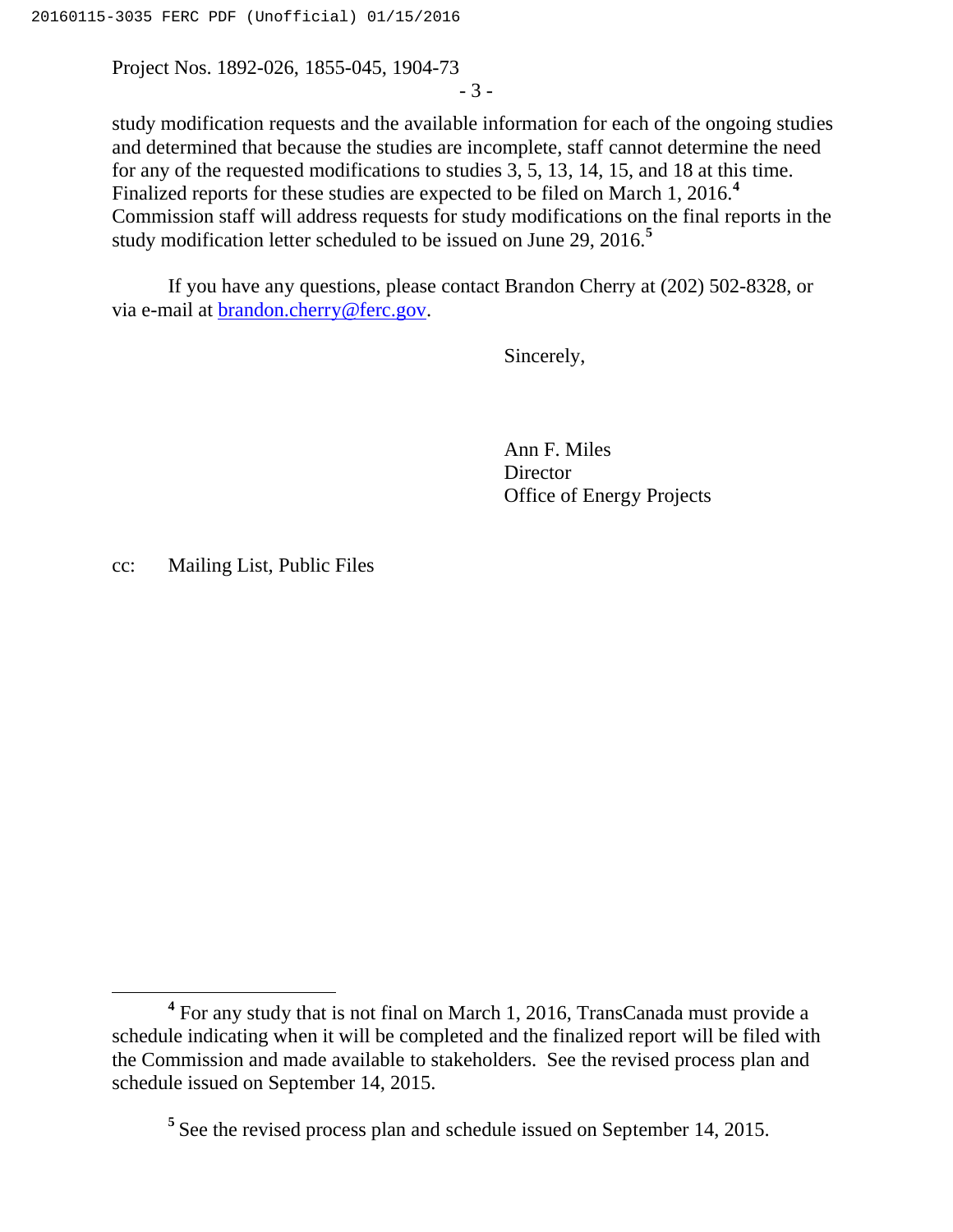study modification requests and the available information for each of the ongoing studies and determined that because the studies are incomplete, staff cannot determine the need for any of the requested modifications to studies 3, 5, 13, 14, 15, and 18 at this time. Finalized reports for these studies are expected to be filed on March 1, 2016.[4] Commission staff will address requests for study modifications on the final reports in the study modification letter scheduled to be issued on June 29, 2016.[5]

If you have any questions, please contact Brandon Cherry at (202) 502-8328, or via e-mail at brandon.cherry@ferc.gov.

Sincerely,

Ann F. Miles
Director
Office of Energy Projects

cc: Mailing List, Public Files

---

[4] For any study that is not final on March 1, 2016, TransCanada must provide a schedule indicating when it will be completed and the finalized report will be filed with the Commission and made available to stakeholders. See the revised process plan and schedule issued on September 14, 2015.

[5] See the revised process plan and schedule issued on September 14, 2015.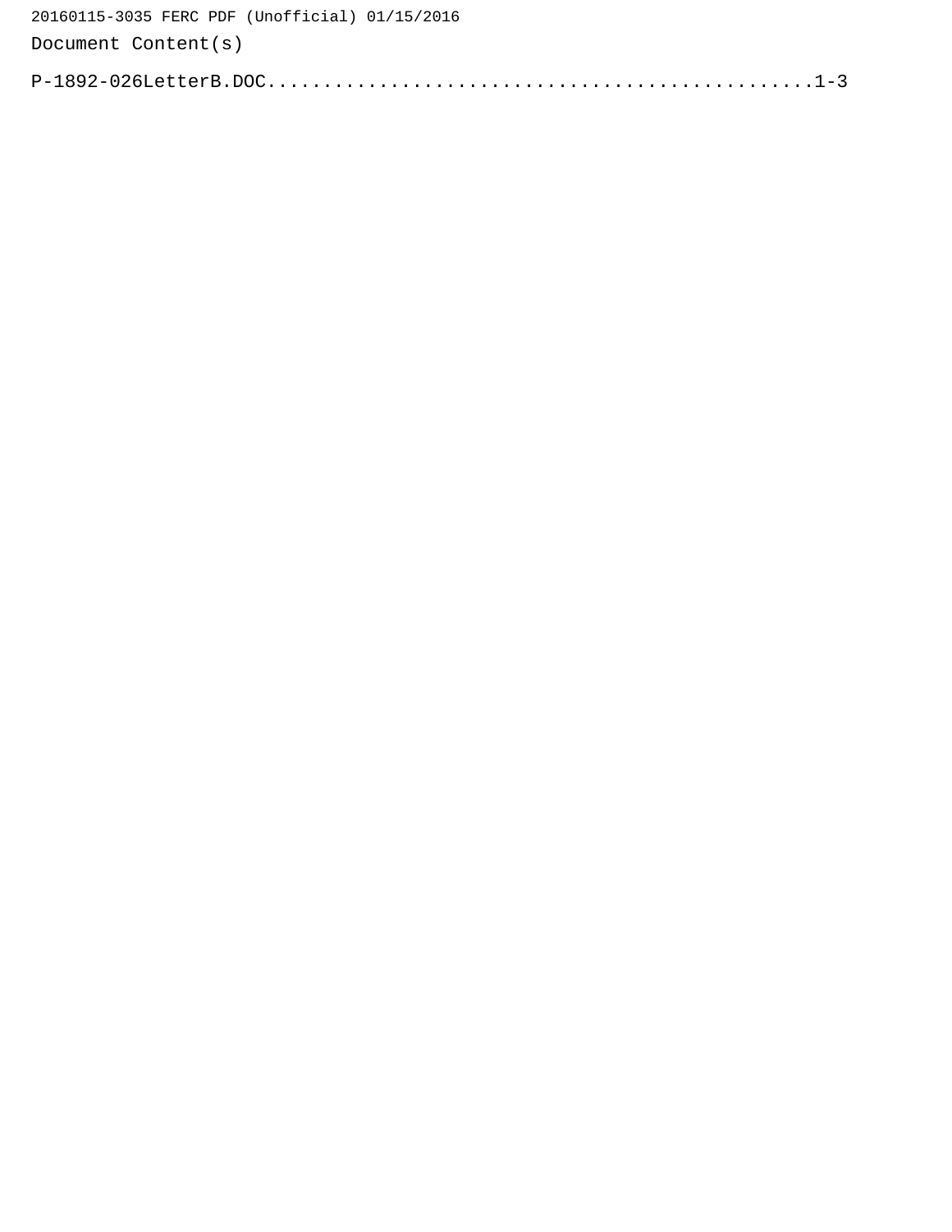Document Content(s)

P-1892-026LetterB.DOC.............................................1-3